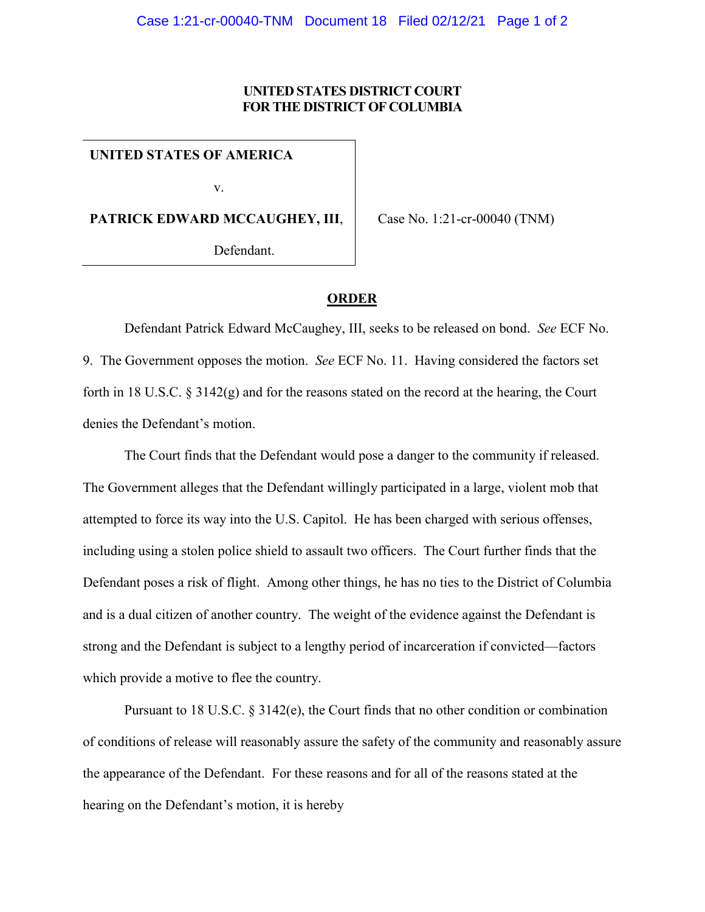**UNITED STATES DISTRICT COURT**
**FOR THE DISTRICT OF COLUMBIA**

| | |
|---|---|
| **UNITED STATES OF AMERICA**<br><br>v.<br><br>**PATRICK EDWARD MCCAUGHEY, III**,<br><br>Defendant. | Case No. 1:21-cr-00040 (TNM) |

**ORDER**

Defendant Patrick Edward McCaughey, III, seeks to be released on bond. *See* ECF No. 9. The Government opposes the motion. *See* ECF No. 11. Having considered the factors set forth in 18 U.S.C. § 3142(g) and for the reasons stated on the record at the hearing, the Court denies the Defendant's motion.

The Court finds that the Defendant would pose a danger to the community if released. The Government alleges that the Defendant willingly participated in a large, violent mob that attempted to force its way into the U.S. Capitol. He has been charged with serious offenses, including using a stolen police shield to assault two officers. The Court further finds that the Defendant poses a risk of flight. Among other things, he has no ties to the District of Columbia and is a dual citizen of another country. The weight of the evidence against the Defendant is strong and the Defendant is subject to a lengthy period of incarceration if convicted—factors which provide a motive to flee the country.

Pursuant to 18 U.S.C. § 3142(e), the Court finds that no other condition or combination of conditions of release will reasonably assure the safety of the community and reasonably assure the appearance of the Defendant. For these reasons and for all of the reasons stated at the hearing on the Defendant's motion, it is hereby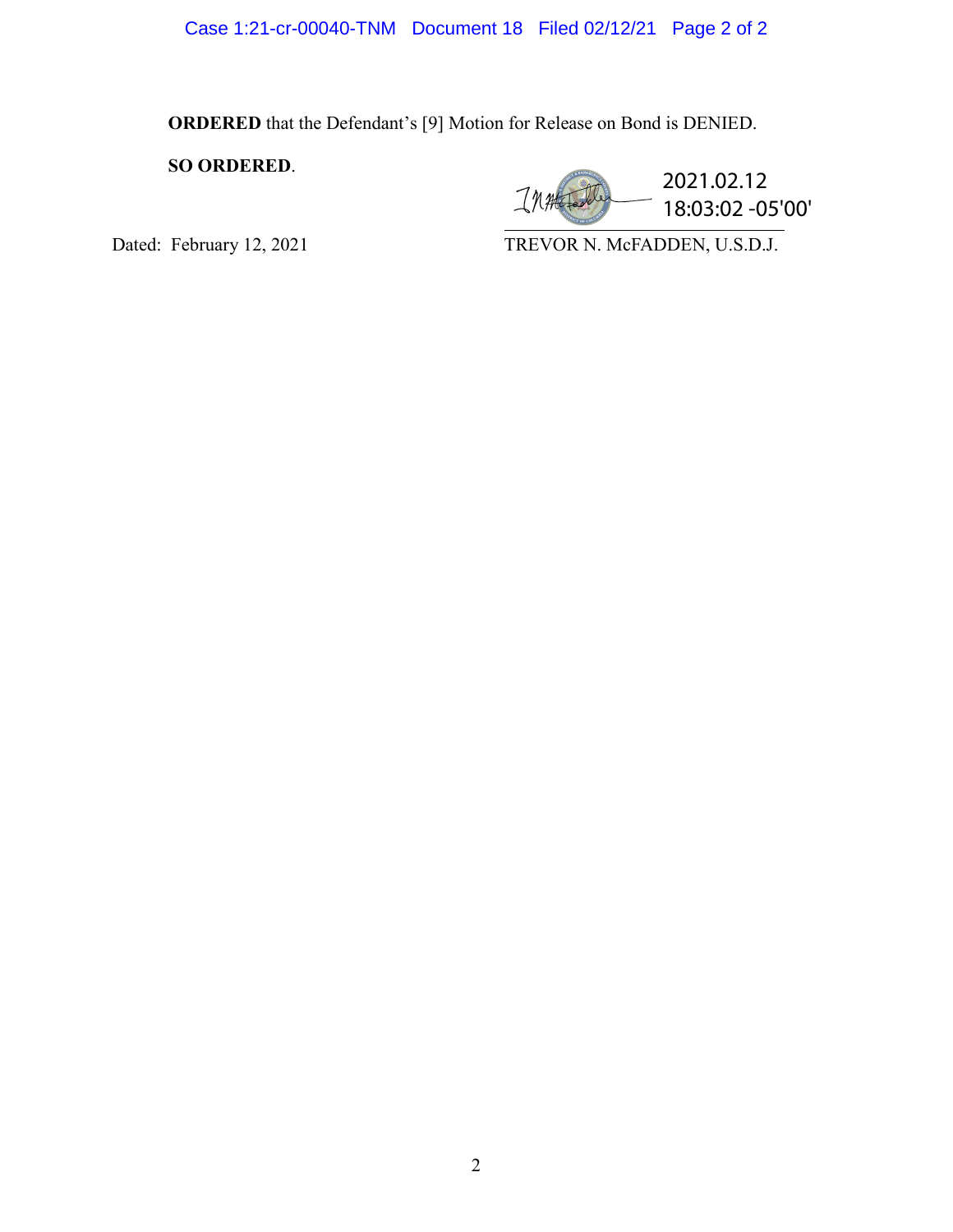**ORDERED** that the Defendant's [9] Motion for Release on Bond is DENIED.

**SO ORDERED**.

2021.02.12
18:03:02 -05'00'

Dated: February 12, 2021

TREVOR N. McFADDEN, U.S.D.J.